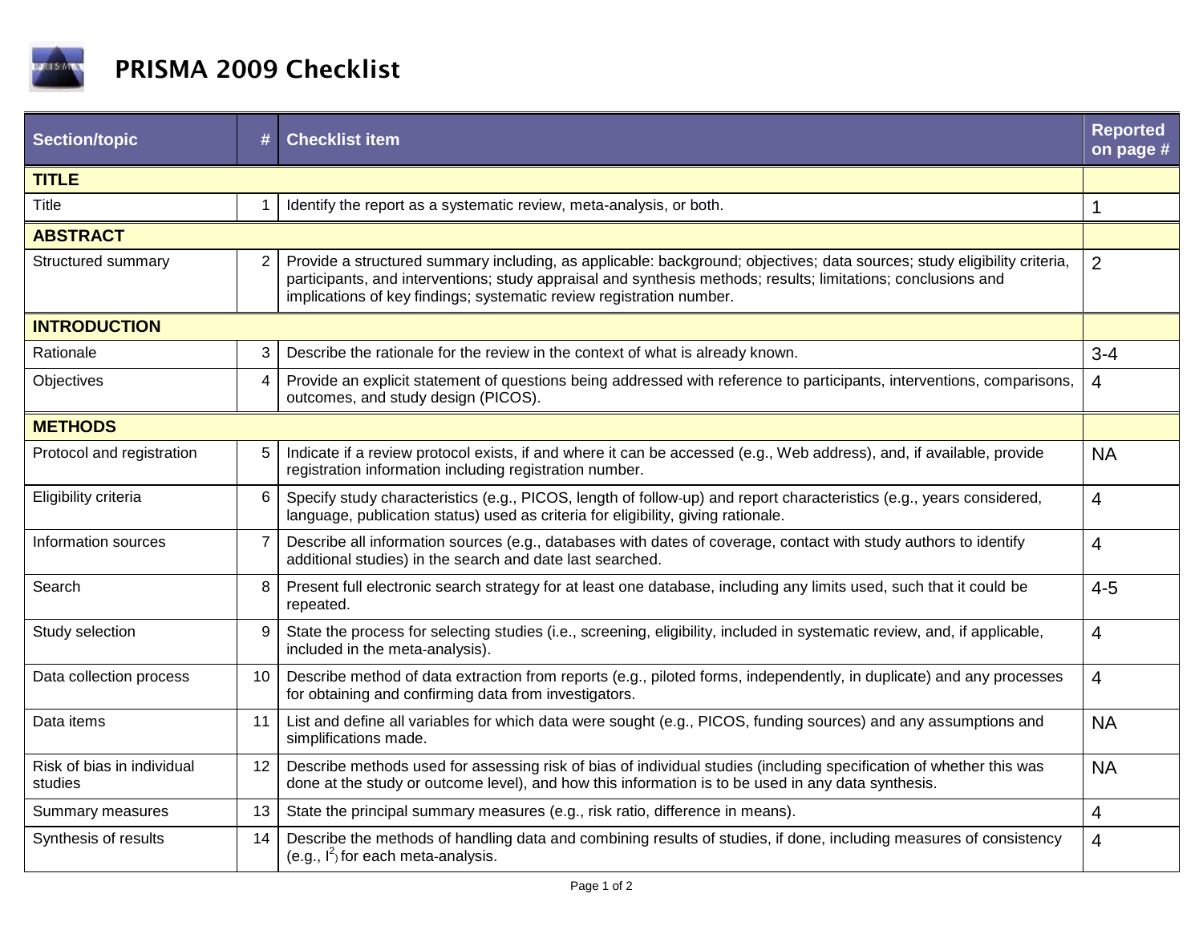# PRISMA 2009 Checklist

| Section/topic | # | Checklist item | Reported on page # |
|---|---|---|---|
| **TITLE** | | | |
| Title | 1 | Identify the report as a systematic review, meta-analysis, or both. | 1 |
| **ABSTRACT** | | | |
| Structured summary | 2 | Provide a structured summary including, as applicable: background; objectives; data sources; study eligibility criteria, participants, and interventions; study appraisal and synthesis methods; results; limitations; conclusions and implications of key findings; systematic review registration number. | 2 |
| **INTRODUCTION** | | | |
| Rationale | 3 | Describe the rationale for the review in the context of what is already known. | 3-4 |
| Objectives | 4 | Provide an explicit statement of questions being addressed with reference to participants, interventions, comparisons, outcomes, and study design (PICOS). | 4 |
| **METHODS** | | | |
| Protocol and registration | 5 | Indicate if a review protocol exists, if and where it can be accessed (e.g., Web address), and, if available, provide registration information including registration number. | NA |
| Eligibility criteria | 6 | Specify study characteristics (e.g., PICOS, length of follow-up) and report characteristics (e.g., years considered, language, publication status) used as criteria for eligibility, giving rationale. | 4 |
| Information sources | 7 | Describe all information sources (e.g., databases with dates of coverage, contact with study authors to identify additional studies) in the search and date last searched. | 4 |
| Search | 8 | Present full electronic search strategy for at least one database, including any limits used, such that it could be repeated. | 4-5 |
| Study selection | 9 | State the process for selecting studies (i.e., screening, eligibility, included in systematic review, and, if applicable, included in the meta-analysis). | 4 |
| Data collection process | 10 | Describe method of data extraction from reports (e.g., piloted forms, independently, in duplicate) and any processes for obtaining and confirming data from investigators. | 4 |
| Data items | 11 | List and define all variables for which data were sought (e.g., PICOS, funding sources) and any assumptions and simplifications made. | NA |
| Risk of bias in individual studies | 12 | Describe methods used for assessing risk of bias of individual studies (including specification of whether this was done at the study or outcome level), and how this information is to be used in any data synthesis. | NA |
| Summary measures | 13 | State the principal summary measures (e.g., risk ratio, difference in means). | 4 |
| Synthesis of results | 14 | Describe the methods of handling data and combining results of studies, if done, including measures of consistency (e.g., $I^2$) for each meta-analysis. | 4 |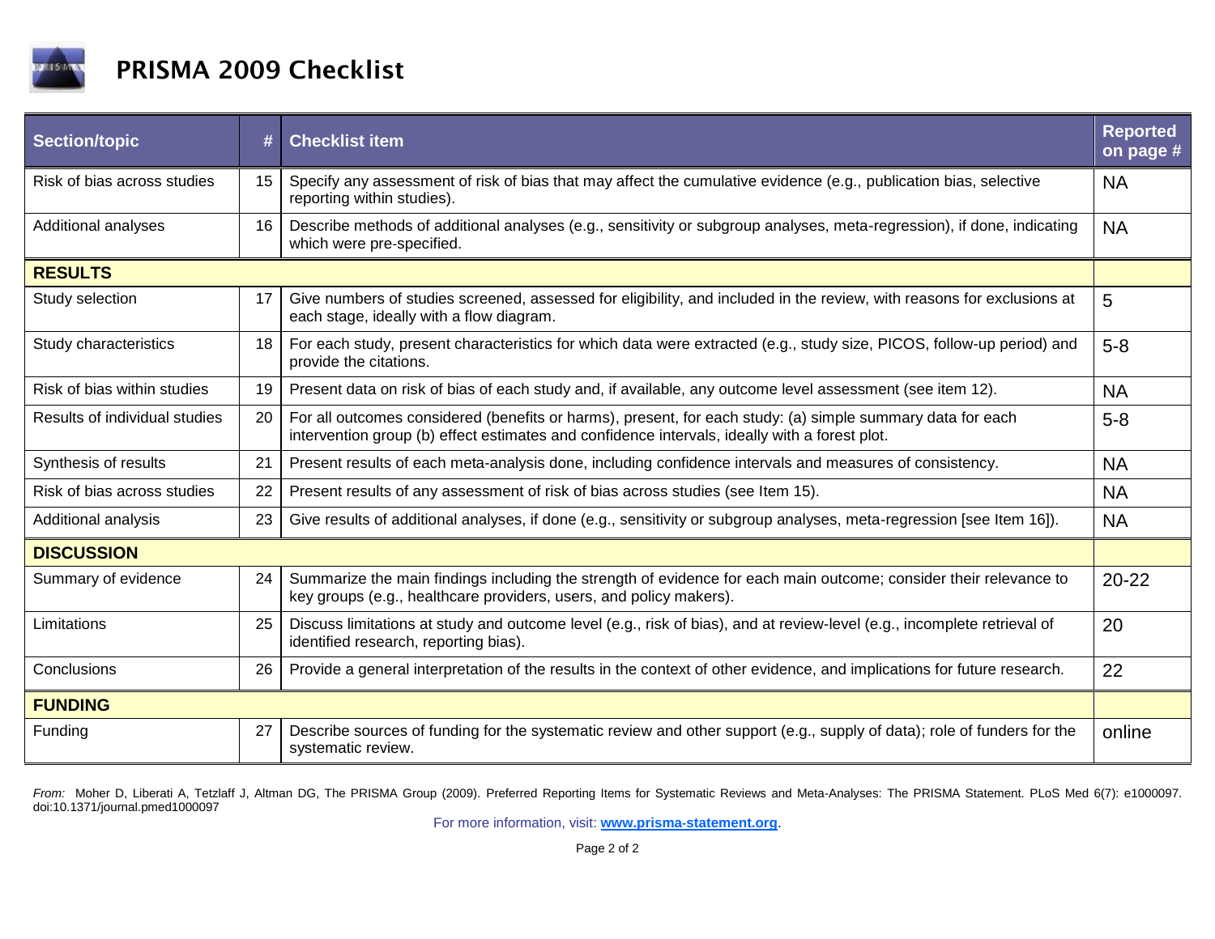# PRISMA 2009 Checklist

| Section/topic | # | Checklist item | Reported on page # |
|---|---|---|---|
| Risk of bias across studies | 15 | Specify any assessment of risk of bias that may affect the cumulative evidence (e.g., publication bias, selective reporting within studies). | NA |
| Additional analyses | 16 | Describe methods of additional analyses (e.g., sensitivity or subgroup analyses, meta-regression), if done, indicating which were pre-specified. | NA |
| **RESULTS** | | | |
| Study selection | 17 | Give numbers of studies screened, assessed for eligibility, and included in the review, with reasons for exclusions at each stage, ideally with a flow diagram. | 5 |
| Study characteristics | 18 | For each study, present characteristics for which data were extracted (e.g., study size, PICOS, follow-up period) and provide the citations. | 5-8 |
| Risk of bias within studies | 19 | Present data on risk of bias of each study and, if available, any outcome level assessment (see item 12). | NA |
| Results of individual studies | 20 | For all outcomes considered (benefits or harms), present, for each study: (a) simple summary data for each intervention group (b) effect estimates and confidence intervals, ideally with a forest plot. | 5-8 |
| Synthesis of results | 21 | Present results of each meta-analysis done, including confidence intervals and measures of consistency. | NA |
| Risk of bias across studies | 22 | Present results of any assessment of risk of bias across studies (see Item 15). | NA |
| Additional analysis | 23 | Give results of additional analyses, if done (e.g., sensitivity or subgroup analyses, meta-regression [see Item 16]). | NA |
| **DISCUSSION** | | | |
| Summary of evidence | 24 | Summarize the main findings including the strength of evidence for each main outcome; consider their relevance to key groups (e.g., healthcare providers, users, and policy makers). | 20-22 |
| Limitations | 25 | Discuss limitations at study and outcome level (e.g., risk of bias), and at review-level (e.g., incomplete retrieval of identified research, reporting bias). | 20 |
| Conclusions | 26 | Provide a general interpretation of the results in the context of other evidence, and implications for future research. | 22 |
| **FUNDING** | | | |
| Funding | 27 | Describe sources of funding for the systematic review and other support (e.g., supply of data); role of funders for the systematic review. | online |

*From:* Moher D, Liberati A, Tetzlaff J, Altman DG, The PRISMA Group (2009). Preferred Reporting Items for Systematic Reviews and Meta-Analyses: The PRISMA Statement. PLoS Med 6(7): e1000097. doi:10.1371/journal.pmed1000097

For more information, visit: **www.prisma-statement.org**.